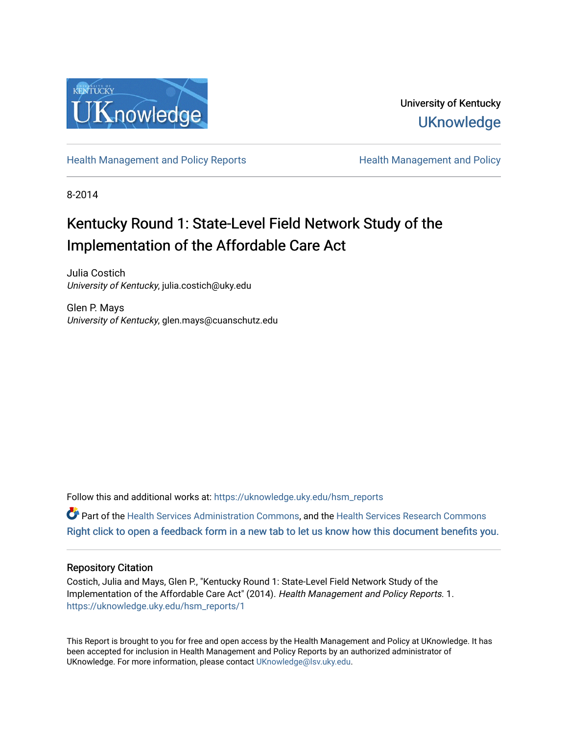University of Kentucky
UKnowledge

Health Management and Policy Reports | Health Management and Policy

8-2014

# Kentucky Round 1: State-Level Field Network Study of the Implementation of the Affordable Care Act

Julia Costich
*University of Kentucky*, julia.costich@uky.edu

Glen P. Mays
*University of Kentucky*, glen.mays@cuanschutz.edu

Follow this and additional works at: https://uknowledge.uky.edu/hsm_reports

Part of the Health Services Administration Commons, and the Health Services Research Commons

Right click to open a feedback form in a new tab to let us know how this document benefits you.

## Repository Citation

Costich, Julia and Mays, Glen P., "Kentucky Round 1: State-Level Field Network Study of the Implementation of the Affordable Care Act" (2014). *Health Management and Policy Reports*. 1.
https://uknowledge.uky.edu/hsm_reports/1

This Report is brought to you for free and open access by the Health Management and Policy at UKnowledge. It has been accepted for inclusion in Health Management and Policy Reports by an authorized administrator of UKnowledge. For more information, please contact UKnowledge@lsv.uky.edu.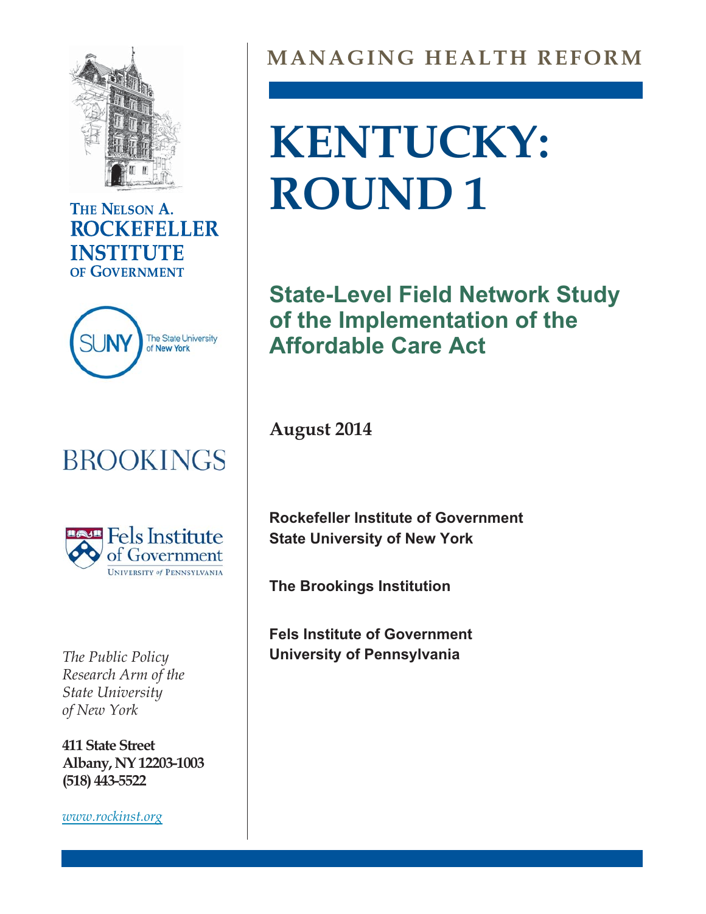THE NELSON A. ROCKEFELLER INSTITUTE OF GOVERNMENT

SUNY The State University of New York

BROOKINGS

Fels Institute of Government
UNIVERSITY of PENNSYLVANIA

*The Public Policy Research Arm of the State University of New York*

**411 State Street**
**Albany, NY 12203-1003**
**(518) 443-5522**

*www.rockinst.org*

# MANAGING HEALTH REFORM

# KENTUCKY: ROUND 1

## State-Level Field Network Study of the Implementation of the Affordable Care Act

**August 2014**

**Rockefeller Institute of Government**
**State University of New York**

**The Brookings Institution**

**Fels Institute of Government**
**University of Pennsylvania**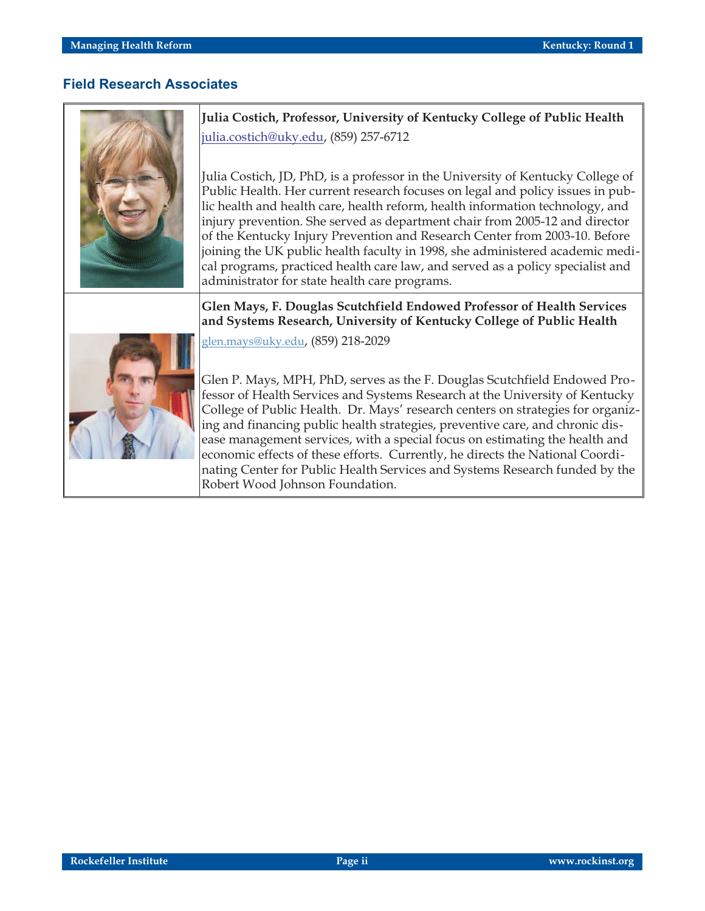## Field Research Associates

**Julia Costich, Professor, University of Kentucky College of Public Health**

julia.costich@uky.edu, (859) 257-6712

Julia Costich, JD, PhD, is a professor in the University of Kentucky College of Public Health. Her current research focuses on legal and policy issues in public health and health care, health reform, health information technology, and injury prevention. She served as department chair from 2005-12 and director of the Kentucky Injury Prevention and Research Center from 2003-10. Before joining the UK public health faculty in 1998, she administered academic medical programs, practiced health care law, and served as a policy specialist and administrator for state health care programs.

**Glen Mays, F. Douglas Scutchfield Endowed Professor of Health Services and Systems Research, University of Kentucky College of Public Health**

glen.mays@uky.edu, (859) 218-2029

Glen P. Mays, MPH, PhD, serves as the F. Douglas Scutchfield Endowed Professor of Health Services and Systems Research at the University of Kentucky College of Public Health. Dr. Mays' research centers on strategies for organizing and financing public health strategies, preventive care, and chronic disease management services, with a special focus on estimating the health and economic effects of these efforts. Currently, he directs the National Coordinating Center for Public Health Services and Systems Research funded by the Robert Wood Johnson Foundation.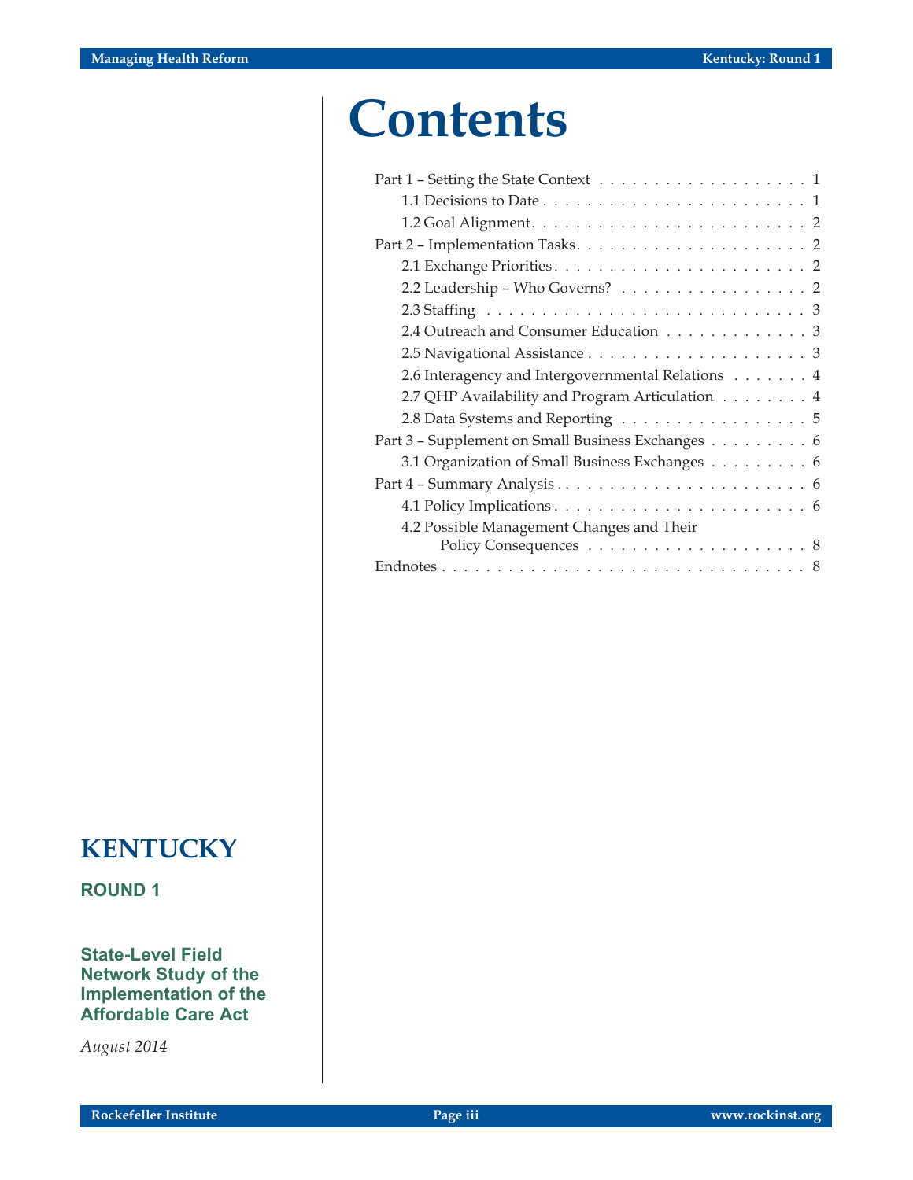# Contents

- Part 1 – Setting the State Context . . . . . . . . . . . . . . . . . . . . 1
  - 1.1 Decisions to Date . . . . . . . . . . . . . . . . . . . . . . . . 1
  - 1.2 Goal Alignment . . . . . . . . . . . . . . . . . . . . . . . . . 2
- Part 2 – Implementation Tasks . . . . . . . . . . . . . . . . . . . . . . 2
  - 2.1 Exchange Priorities . . . . . . . . . . . . . . . . . . . . . . . 2
  - 2.2 Leadership – Who Governs? . . . . . . . . . . . . . . . . . . 2
  - 2.3 Staffing . . . . . . . . . . . . . . . . . . . . . . . . . . . . . 3
  - 2.4 Outreach and Consumer Education . . . . . . . . . . . . . 3
  - 2.5 Navigational Assistance . . . . . . . . . . . . . . . . . . . . 3
  - 2.6 Interagency and Intergovernmental Relations . . . . . . . 4
  - 2.7 QHP Availability and Program Articulation . . . . . . . . . 4
  - 2.8 Data Systems and Reporting . . . . . . . . . . . . . . . . . 5
- Part 3 – Supplement on Small Business Exchanges . . . . . . . . . . 6
  - 3.1 Organization of Small Business Exchanges . . . . . . . . . 6
- Part 4 – Summary Analysis . . . . . . . . . . . . . . . . . . . . . . . . 6
  - 4.1 Policy Implications . . . . . . . . . . . . . . . . . . . . . . . 6
  - 4.2 Possible Management Changes and Their Policy Consequences . . . . . . . . . . . . . . . . . . . . . 8
- Endnotes . . . . . . . . . . . . . . . . . . . . . . . . . . . . . . . . . 8

## KENTUCKY

**ROUND 1**

**State-Level Field Network Study of the Implementation of the Affordable Care Act**

*August 2014*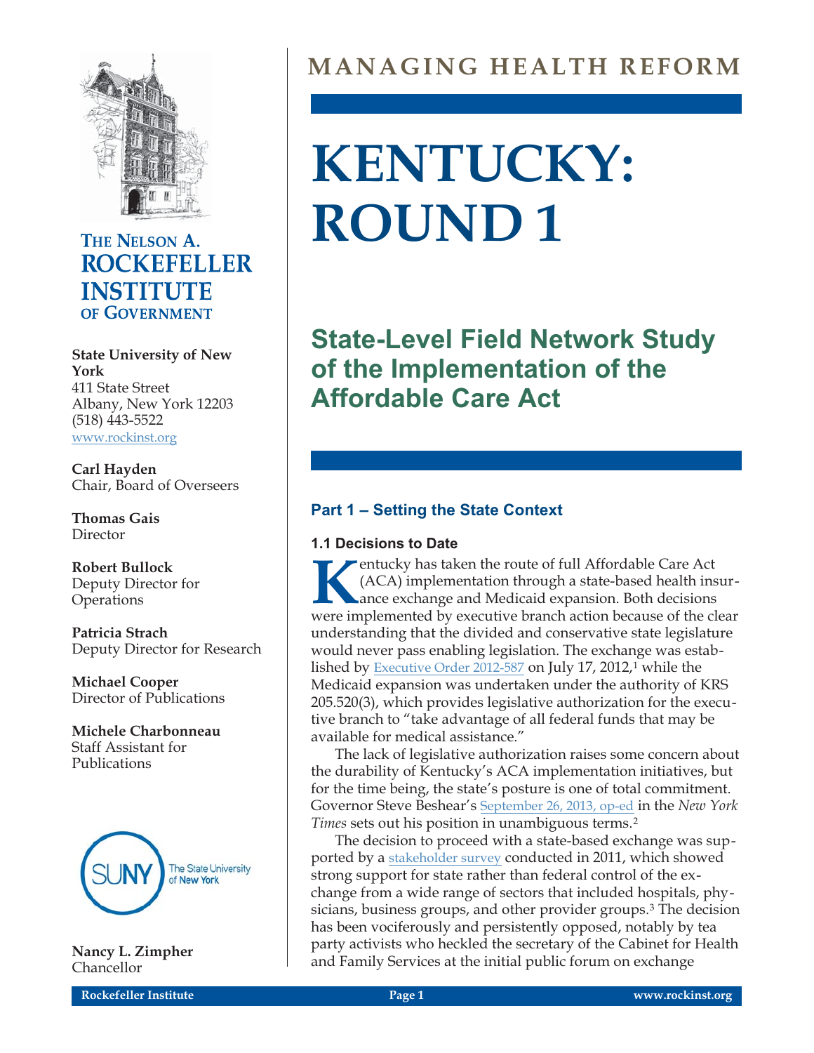# MANAGING HEALTH REFORM

# KENTUCKY: ROUND 1

## State-Level Field Network Study of the Implementation of the Affordable Care Act

THE NELSON A. ROCKEFELLER INSTITUTE OF GOVERNMENT

**State University of New York**
411 State Street
Albany, New York 12203
(518) 443-5522
www.rockinst.org

**Carl Hayden**
Chair, Board of Overseers

**Thomas Gais**
Director

**Robert Bullock**
Deputy Director for Operations

**Patricia Strach**
Deputy Director for Research

**Michael Cooper**
Director of Publications

**Michele Charbonneau**
Staff Assistant for Publications

**Nancy L. Zimpher**
Chancellor

### Part 1 – Setting the State Context

#### 1.1 Decisions to Date

Kentucky has taken the route of full Affordable Care Act (ACA) implementation through a state-based health insurance exchange and Medicaid expansion. Both decisions were implemented by executive branch action because of the clear understanding that the divided and conservative state legislature would never pass enabling legislation. The exchange was established by Executive Order 2012-587 on July 17, 2012,[1] while the Medicaid expansion was undertaken under the authority of KRS 205.520(3), which provides legislative authorization for the executive branch to "take advantage of all federal funds that may be available for medical assistance."

The lack of legislative authorization raises some concern about the durability of Kentucky's ACA implementation initiatives, but for the time being, the state's posture is one of total commitment. Governor Steve Beshear's September 26, 2013, op-ed in the *New York Times* sets out his position in unambiguous terms.[2]

The decision to proceed with a state-based exchange was supported by a stakeholder survey conducted in 2011, which showed strong support for state rather than federal control of the exchange from a wide range of sectors that included hospitals, physicians, business groups, and other provider groups.[3] The decision has been vociferously and persistently opposed, notably by tea party activists who heckled the secretary of the Cabinet for Health and Family Services at the initial public forum on exchange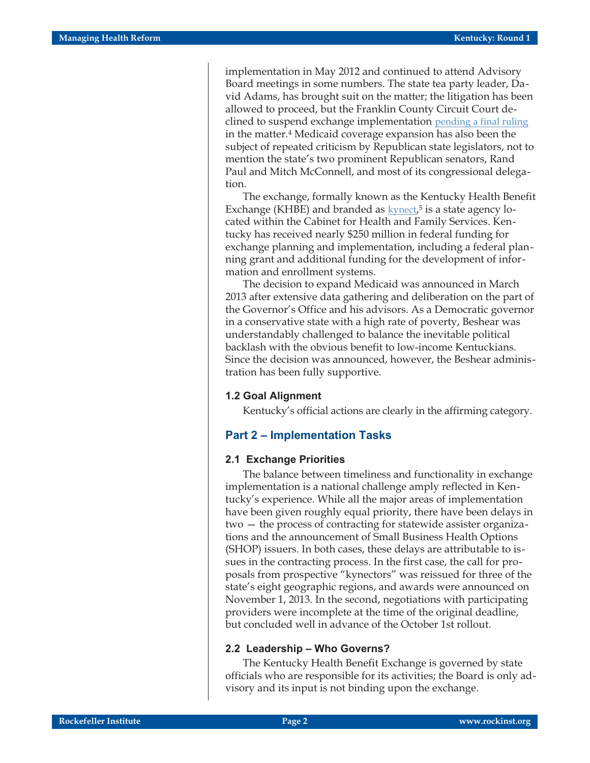implementation in May 2012 and continued to attend Advisory Board meetings in some numbers. The state tea party leader, David Adams, has brought suit on the matter; the litigation has been allowed to proceed, but the Franklin County Circuit Court declined to suspend exchange implementation pending a final ruling in the matter.[4] Medicaid coverage expansion has also been the subject of repeated criticism by Republican state legislators, not to mention the state's two prominent Republican senators, Rand Paul and Mitch McConnell, and most of its congressional delegation.

The exchange, formally known as the Kentucky Health Benefit Exchange (KHBE) and branded as kynect,[5] is a state agency located within the Cabinet for Health and Family Services. Kentucky has received nearly $250 million in federal funding for exchange planning and implementation, including a federal planning grant and additional funding for the development of information and enrollment systems.

The decision to expand Medicaid was announced in March 2013 after extensive data gathering and deliberation on the part of the Governor's Office and his advisors. As a Democratic governor in a conservative state with a high rate of poverty, Beshear was understandably challenged to balance the inevitable political backlash with the obvious benefit to low-income Kentuckians. Since the decision was announced, however, the Beshear administration has been fully supportive.

### 1.2 Goal Alignment

Kentucky's official actions are clearly in the affirming category.

## Part 2 – Implementation Tasks

### 2.1 Exchange Priorities

The balance between timeliness and functionality in exchange implementation is a national challenge amply reflected in Kentucky's experience. While all the major areas of implementation have been given roughly equal priority, there have been delays in two — the process of contracting for statewide assister organizations and the announcement of Small Business Health Options (SHOP) issuers. In both cases, these delays are attributable to issues in the contracting process. In the first case, the call for proposals from prospective "kynectors" was reissued for three of the state's eight geographic regions, and awards were announced on November 1, 2013. In the second, negotiations with participating providers were incomplete at the time of the original deadline, but concluded well in advance of the October 1st rollout.

### 2.2 Leadership – Who Governs?

The Kentucky Health Benefit Exchange is governed by state officials who are responsible for its activities; the Board is only advisory and its input is not binding upon the exchange.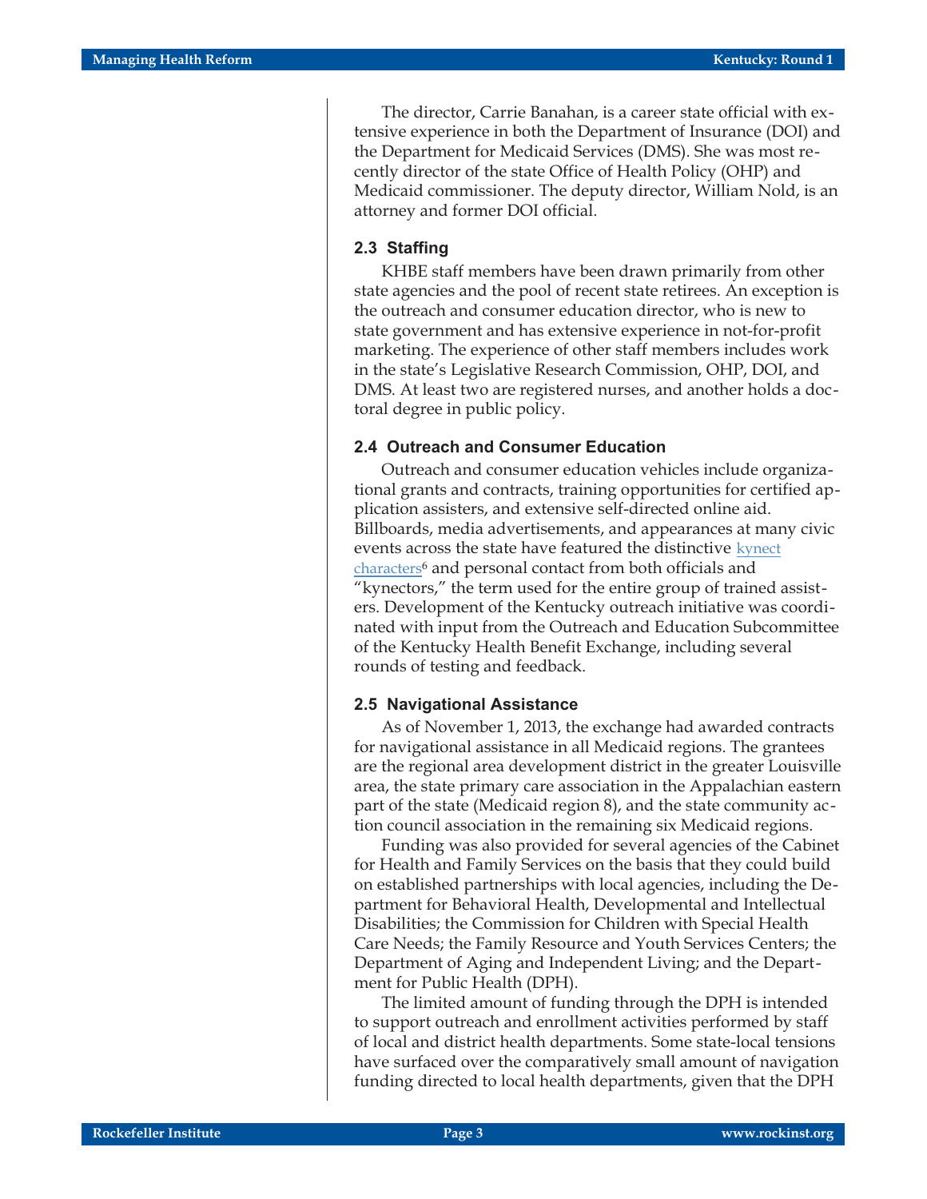The director, Carrie Banahan, is a career state official with extensive experience in both the Department of Insurance (DOI) and the Department for Medicaid Services (DMS). She was most recently director of the state Office of Health Policy (OHP) and Medicaid commissioner. The deputy director, William Nold, is an attorney and former DOI official.

### 2.3 Staffing

KHBE staff members have been drawn primarily from other state agencies and the pool of recent state retirees. An exception is the outreach and consumer education director, who is new to state government and has extensive experience in not-for-profit marketing. The experience of other staff members includes work in the state's Legislative Research Commission, OHP, DOI, and DMS. At least two are registered nurses, and another holds a doctoral degree in public policy.

### 2.4 Outreach and Consumer Education

Outreach and consumer education vehicles include organizational grants and contracts, training opportunities for certified application assisters, and extensive self-directed online aid. Billboards, media advertisements, and appearances at many civic events across the state have featured the distinctive kynect characters[6] and personal contact from both officials and "kynectors," the term used for the entire group of trained assisters. Development of the Kentucky outreach initiative was coordinated with input from the Outreach and Education Subcommittee of the Kentucky Health Benefit Exchange, including several rounds of testing and feedback.

### 2.5 Navigational Assistance

As of November 1, 2013, the exchange had awarded contracts for navigational assistance in all Medicaid regions. The grantees are the regional area development district in the greater Louisville area, the state primary care association in the Appalachian eastern part of the state (Medicaid region 8), and the state community action council association in the remaining six Medicaid regions.

Funding was also provided for several agencies of the Cabinet for Health and Family Services on the basis that they could build on established partnerships with local agencies, including the Department for Behavioral Health, Developmental and Intellectual Disabilities; the Commission for Children with Special Health Care Needs; the Family Resource and Youth Services Centers; the Department of Aging and Independent Living; and the Department for Public Health (DPH).

The limited amount of funding through the DPH is intended to support outreach and enrollment activities performed by staff of local and district health departments. Some state-local tensions have surfaced over the comparatively small amount of navigation funding directed to local health departments, given that the DPH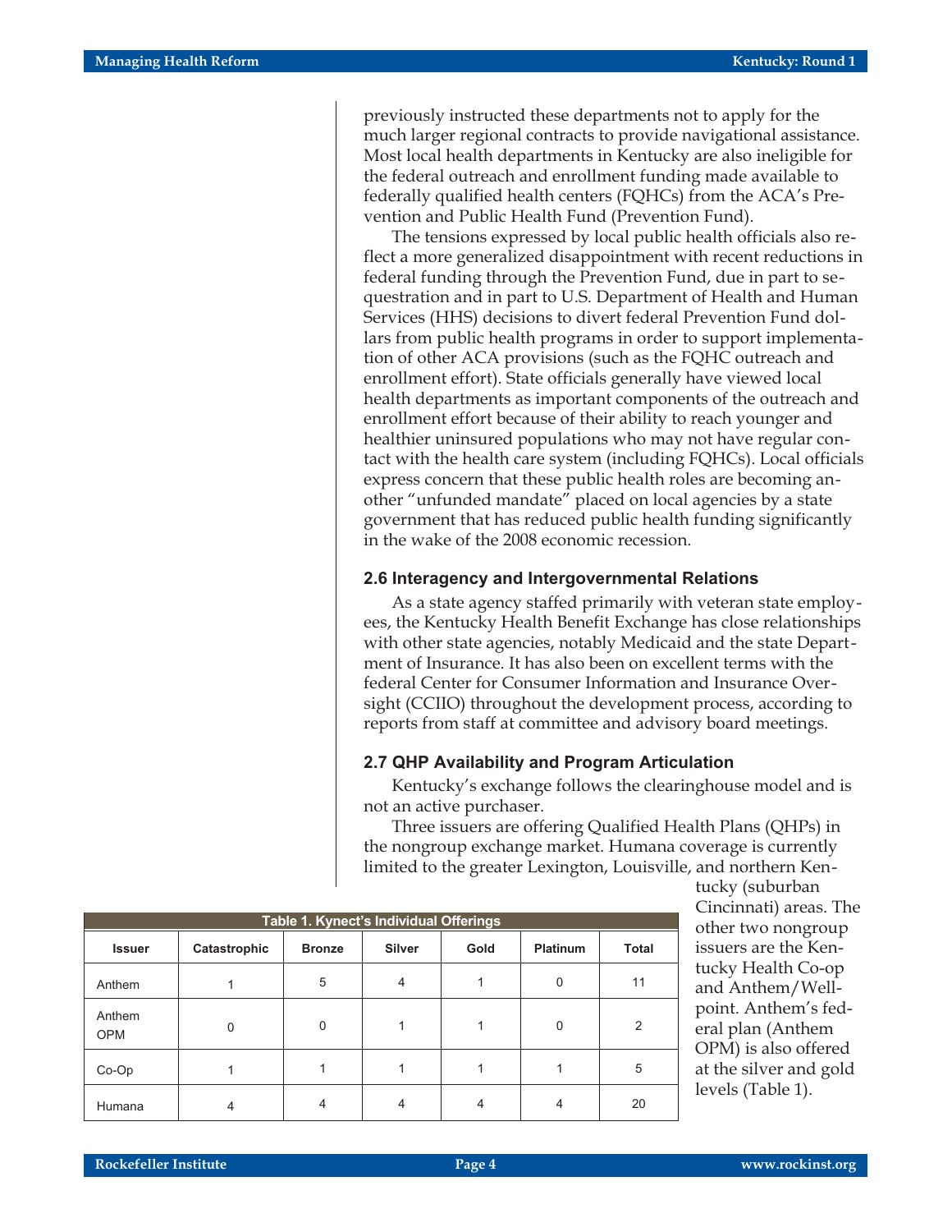previously instructed these departments not to apply for the much larger regional contracts to provide navigational assistance. Most local health departments in Kentucky are also ineligible for the federal outreach and enrollment funding made available to federally qualified health centers (FQHCs) from the ACA's Prevention and Public Health Fund (Prevention Fund).

The tensions expressed by local public health officials also reflect a more generalized disappointment with recent reductions in federal funding through the Prevention Fund, due in part to sequestration and in part to U.S. Department of Health and Human Services (HHS) decisions to divert federal Prevention Fund dollars from public health programs in order to support implementation of other ACA provisions (such as the FQHC outreach and enrollment effort). State officials generally have viewed local health departments as important components of the outreach and enrollment effort because of their ability to reach younger and healthier uninsured populations who may not have regular contact with the health care system (including FQHCs). Local officials express concern that these public health roles are becoming another "unfunded mandate" placed on local agencies by a state government that has reduced public health funding significantly in the wake of the 2008 economic recession.

### 2.6 Interagency and Intergovernmental Relations

As a state agency staffed primarily with veteran state employees, the Kentucky Health Benefit Exchange has close relationships with other state agencies, notably Medicaid and the state Department of Insurance. It has also been on excellent terms with the federal Center for Consumer Information and Insurance Oversight (CCIIO) throughout the development process, according to reports from staff at committee and advisory board meetings.

### 2.7 QHP Availability and Program Articulation

Kentucky's exchange follows the clearinghouse model and is not an active purchaser.

Three issuers are offering Qualified Health Plans (QHPs) in the nongroup exchange market. Humana coverage is currently limited to the greater Lexington, Louisville, and northern Kentucky (suburban Cincinnati) areas. The other two nongroup issuers are the Kentucky Health Co-op and Anthem/Wellpoint. Anthem's federal plan (Anthem OPM) is also offered at the silver and gold levels (Table 1).

**Table 1. Kynect's Individual Offerings**

| Issuer | Catastrophic | Bronze | Silver | Gold | Platinum | Total |
|---|---|---|---|---|---|---|
| Anthem | 1 | 5 | 4 | 1 | 0 | 11 |
| Anthem OPM | 0 | 0 | 1 | 1 | 0 | 2 |
| Co-Op | 1 | 1 | 1 | 1 | 1 | 5 |
| Humana | 4 | 4 | 4 | 4 | 4 | 20 |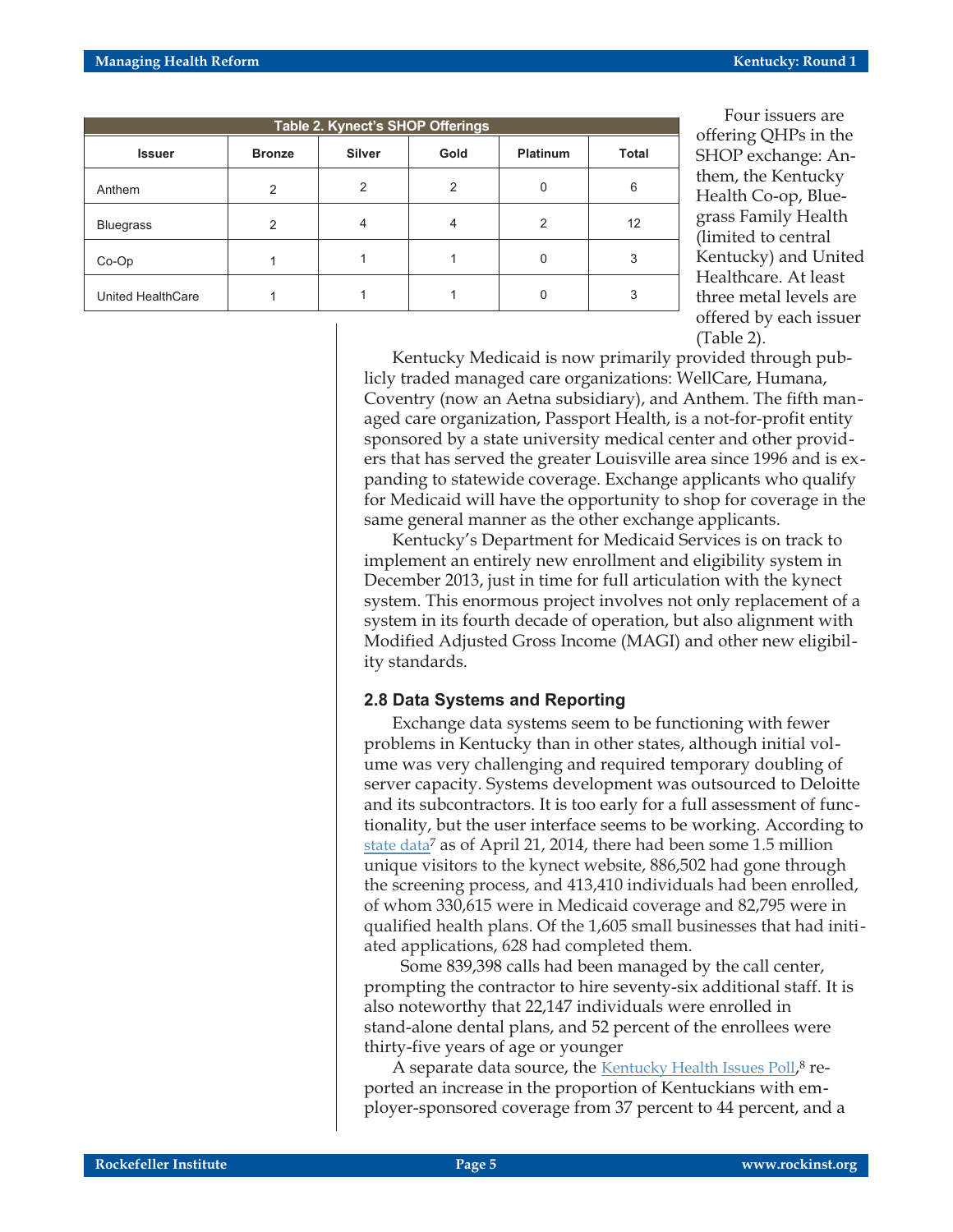**Table 2. Kynect's SHOP Offerings**

| Issuer | Bronze | Silver | Gold | Platinum | Total |
|---|---|---|---|---|---|
| Anthem | 2 | 2 | 2 | 0 | 6 |
| Bluegrass | 2 | 4 | 4 | 2 | 12 |
| Co-Op | 1 | 1 | 1 | 0 | 3 |
| United HealthCare | 1 | 1 | 1 | 0 | 3 |

Four issuers are offering QHPs in the SHOP exchange: Anthem, the Kentucky Health Co-op, Bluegrass Family Health (limited to central Kentucky) and United Healthcare. At least three metal levels are offered by each issuer (Table 2).

Kentucky Medicaid is now primarily provided through publicly traded managed care organizations: WellCare, Humana, Coventry (now an Aetna subsidiary), and Anthem. The fifth managed care organization, Passport Health, is a not-for-profit entity sponsored by a state university medical center and other providers that has served the greater Louisville area since 1996 and is expanding to statewide coverage. Exchange applicants who qualify for Medicaid will have the opportunity to shop for coverage in the same general manner as the other exchange applicants.

Kentucky's Department for Medicaid Services is on track to implement an entirely new enrollment and eligibility system in December 2013, just in time for full articulation with the kynect system. This enormous project involves not only replacement of a system in its fourth decade of operation, but also alignment with Modified Adjusted Gross Income (MAGI) and other new eligibility standards.

### 2.8 Data Systems and Reporting

Exchange data systems seem to be functioning with fewer problems in Kentucky than in other states, although initial volume was very challenging and required temporary doubling of server capacity. Systems development was outsourced to Deloitte and its subcontractors. It is too early for a full assessment of functionality, but the user interface seems to be working. According to state data[7] as of April 21, 2014, there had been some 1.5 million unique visitors to the kynect website, 886,502 had gone through the screening process, and 413,410 individuals had been enrolled, of whom 330,615 were in Medicaid coverage and 82,795 were in qualified health plans. Of the 1,605 small businesses that had initiated applications, 628 had completed them.

Some 839,398 calls had been managed by the call center, prompting the contractor to hire seventy-six additional staff. It is also noteworthy that 22,147 individuals were enrolled in stand-alone dental plans, and 52 percent of the enrollees were thirty-five years of age or younger

A separate data source, the Kentucky Health Issues Poll,[8] reported an increase in the proportion of Kentuckians with employer-sponsored coverage from 37 percent to 44 percent, and a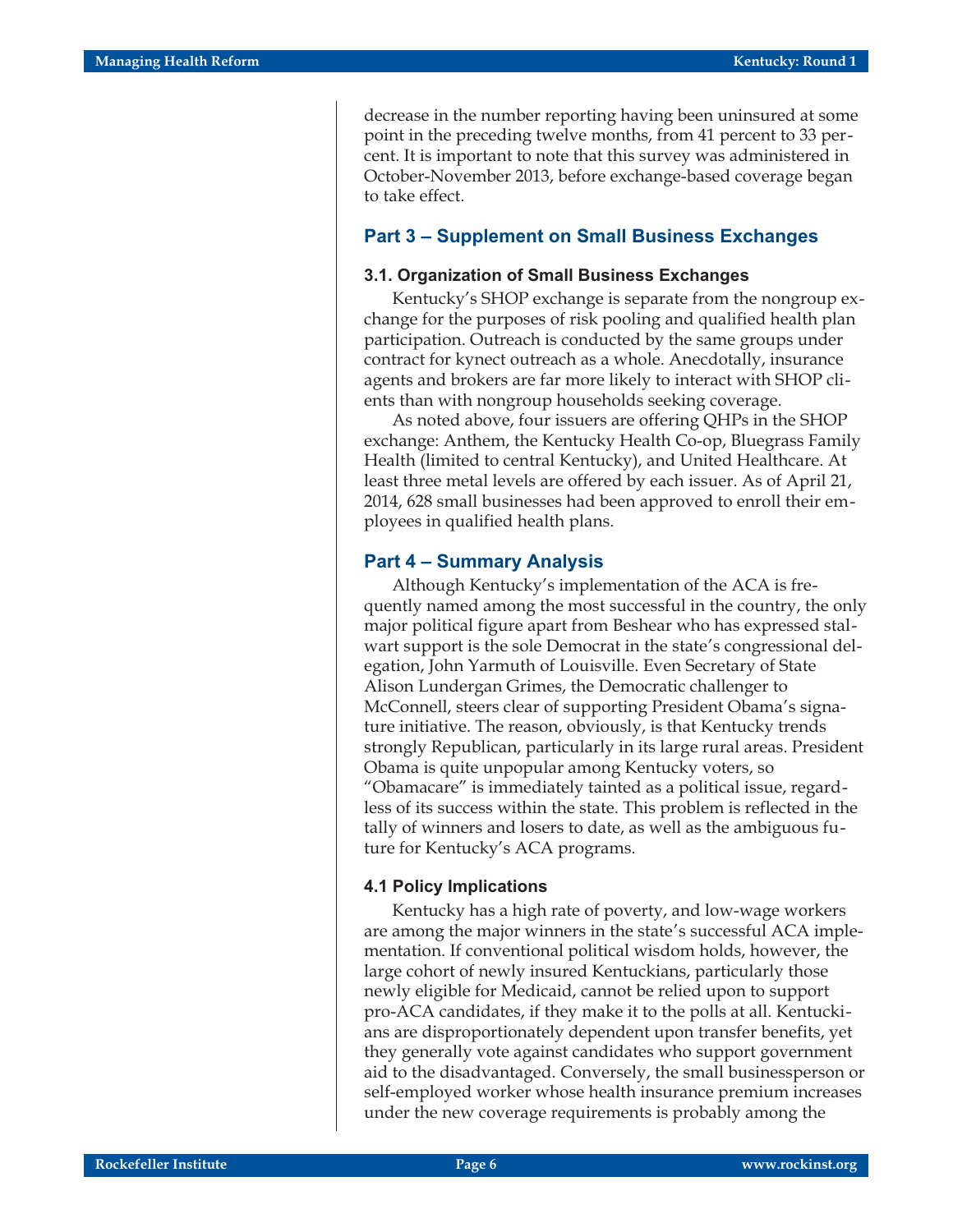decrease in the number reporting having been uninsured at some point in the preceding twelve months, from 41 percent to 33 percent. It is important to note that this survey was administered in October-November 2013, before exchange-based coverage began to take effect.

## Part 3 – Supplement on Small Business Exchanges

### 3.1. Organization of Small Business Exchanges

Kentucky's SHOP exchange is separate from the nongroup exchange for the purposes of risk pooling and qualified health plan participation. Outreach is conducted by the same groups under contract for kynect outreach as a whole. Anecdotally, insurance agents and brokers are far more likely to interact with SHOP clients than with nongroup households seeking coverage.

As noted above, four issuers are offering QHPs in the SHOP exchange: Anthem, the Kentucky Health Co-op, Bluegrass Family Health (limited to central Kentucky), and United Healthcare. At least three metal levels are offered by each issuer. As of April 21, 2014, 628 small businesses had been approved to enroll their employees in qualified health plans.

## Part 4 – Summary Analysis

Although Kentucky's implementation of the ACA is frequently named among the most successful in the country, the only major political figure apart from Beshear who has expressed stalwart support is the sole Democrat in the state's congressional delegation, John Yarmuth of Louisville. Even Secretary of State Alison Lundergan Grimes, the Democratic challenger to McConnell, steers clear of supporting President Obama's signature initiative. The reason, obviously, is that Kentucky trends strongly Republican, particularly in its large rural areas. President Obama is quite unpopular among Kentucky voters, so "Obamacare" is immediately tainted as a political issue, regardless of its success within the state. This problem is reflected in the tally of winners and losers to date, as well as the ambiguous future for Kentucky's ACA programs.

### 4.1 Policy Implications

Kentucky has a high rate of poverty, and low-wage workers are among the major winners in the state's successful ACA implementation. If conventional political wisdom holds, however, the large cohort of newly insured Kentuckians, particularly those newly eligible for Medicaid, cannot be relied upon to support pro-ACA candidates, if they make it to the polls at all. Kentuckians are disproportionately dependent upon transfer benefits, yet they generally vote against candidates who support government aid to the disadvantaged. Conversely, the small businessperson or self-employed worker whose health insurance premium increases under the new coverage requirements is probably among the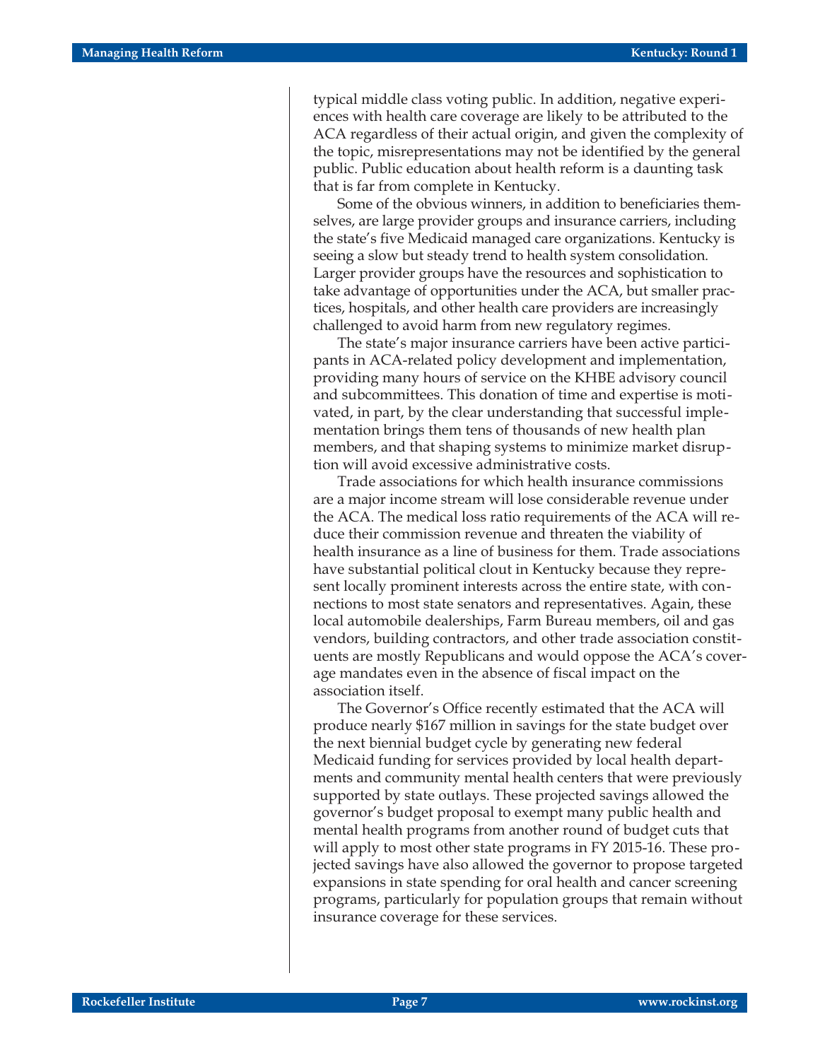typical middle class voting public. In addition, negative experiences with health care coverage are likely to be attributed to the ACA regardless of their actual origin, and given the complexity of the topic, misrepresentations may not be identified by the general public. Public education about health reform is a daunting task that is far from complete in Kentucky.

Some of the obvious winners, in addition to beneficiaries themselves, are large provider groups and insurance carriers, including the state's five Medicaid managed care organizations. Kentucky is seeing a slow but steady trend to health system consolidation. Larger provider groups have the resources and sophistication to take advantage of opportunities under the ACA, but smaller practices, hospitals, and other health care providers are increasingly challenged to avoid harm from new regulatory regimes.

The state's major insurance carriers have been active participants in ACA-related policy development and implementation, providing many hours of service on the KHBE advisory council and subcommittees. This donation of time and expertise is motivated, in part, by the clear understanding that successful implementation brings them tens of thousands of new health plan members, and that shaping systems to minimize market disruption will avoid excessive administrative costs.

Trade associations for which health insurance commissions are a major income stream will lose considerable revenue under the ACA. The medical loss ratio requirements of the ACA will reduce their commission revenue and threaten the viability of health insurance as a line of business for them. Trade associations have substantial political clout in Kentucky because they represent locally prominent interests across the entire state, with connections to most state senators and representatives. Again, these local automobile dealerships, Farm Bureau members, oil and gas vendors, building contractors, and other trade association constituents are mostly Republicans and would oppose the ACA's coverage mandates even in the absence of fiscal impact on the association itself.

The Governor's Office recently estimated that the ACA will produce nearly $167 million in savings for the state budget over the next biennial budget cycle by generating new federal Medicaid funding for services provided by local health departments and community mental health centers that were previously supported by state outlays. These projected savings allowed the governor's budget proposal to exempt many public health and mental health programs from another round of budget cuts that will apply to most other state programs in FY 2015-16. These projected savings have also allowed the governor to propose targeted expansions in state spending for oral health and cancer screening programs, particularly for population groups that remain without insurance coverage for these services.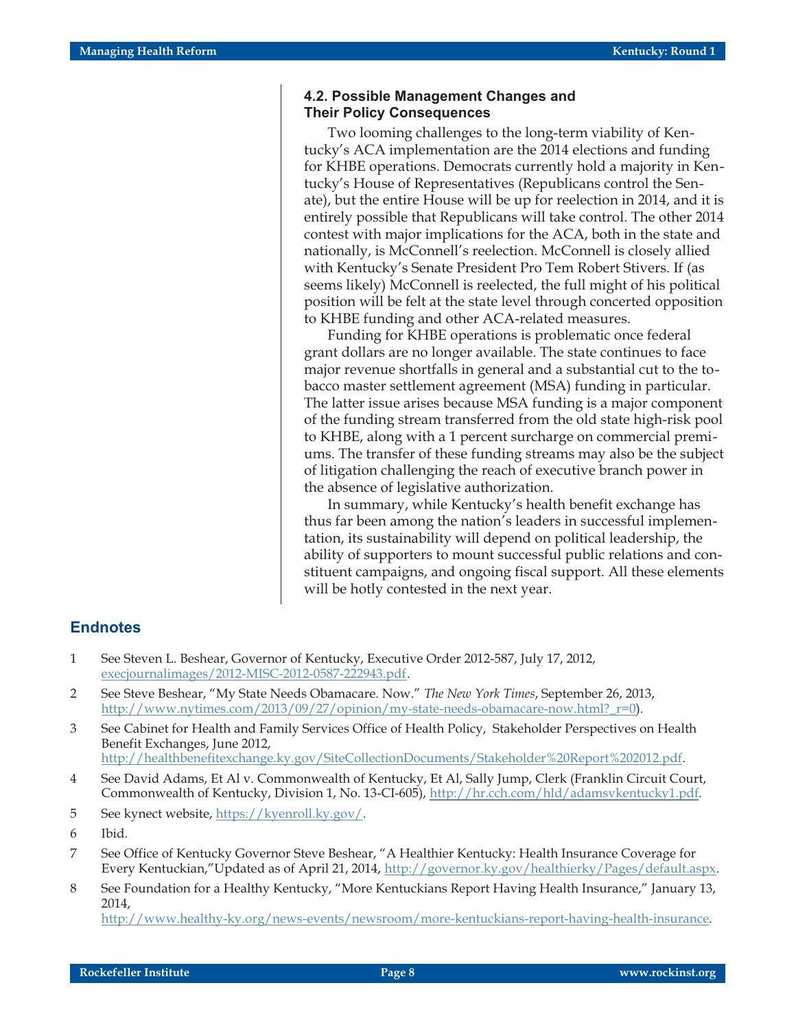### 4.2. Possible Management Changes and Their Policy Consequences

Two looming challenges to the long-term viability of Kentucky's ACA implementation are the 2014 elections and funding for KHBE operations. Democrats currently hold a majority in Kentucky's House of Representatives (Republicans control the Senate), but the entire House will be up for reelection in 2014, and it is entirely possible that Republicans will take control. The other 2014 contest with major implications for the ACA, both in the state and nationally, is McConnell's reelection. McConnell is closely allied with Kentucky's Senate President Pro Tem Robert Stivers. If (as seems likely) McConnell is reelected, the full might of his political position will be felt at the state level through concerted opposition to KHBE funding and other ACA-related measures.

Funding for KHBE operations is problematic once federal grant dollars are no longer available. The state continues to face major revenue shortfalls in general and a substantial cut to the tobacco master settlement agreement (MSA) funding in particular. The latter issue arises because MSA funding is a major component of the funding stream transferred from the old state high-risk pool to KHBE, along with a 1 percent surcharge on commercial premiums. The transfer of these funding streams may also be the subject of litigation challenging the reach of executive branch power in the absence of legislative authorization.

In summary, while Kentucky's health benefit exchange has thus far been among the nation's leaders in successful implementation, its sustainability will depend on political leadership, the ability of supporters to mount successful public relations and constituent campaigns, and ongoing fiscal support. All these elements will be hotly contested in the next year.

## Endnotes

1 See Steven L. Beshear, Governor of Kentucky, Executive Order 2012-587, July 17, 2012, execjournalimages/2012-MISC-2012-0587-222943.pdf.

2 See Steve Beshear, "My State Needs Obamacare. Now." *The New York Times*, September 26, 2013, http://www.nytimes.com/2013/09/27/opinion/my-state-needs-obamacare-now.html?_r=0).

3 See Cabinet for Health and Family Services Office of Health Policy, Stakeholder Perspectives on Health Benefit Exchanges, June 2012, http://healthbenefitexchange.ky.gov/SiteCollectionDocuments/Stakeholder%20Report%202012.pdf.

4 See David Adams, Et Al v. Commonwealth of Kentucky, Et Al, Sally Jump, Clerk (Franklin Circuit Court, Commonwealth of Kentucky, Division 1, No. 13-CI-605), http://hr.cch.com/hld/adamsvkentucky1.pdf.

5 See kynect website, https://kyenroll.ky.gov/.

6 Ibid.

7 See Office of Kentucky Governor Steve Beshear, "A Healthier Kentucky: Health Insurance Coverage for Every Kentuckian,"Updated as of April 21, 2014, http://governor.ky.gov/healthierky/Pages/default.aspx.

8 See Foundation for a Healthy Kentucky, "More Kentuckians Report Having Health Insurance," January 13, 2014, http://www.healthy-ky.org/news-events/newsroom/more-kentuckians-report-having-health-insurance.